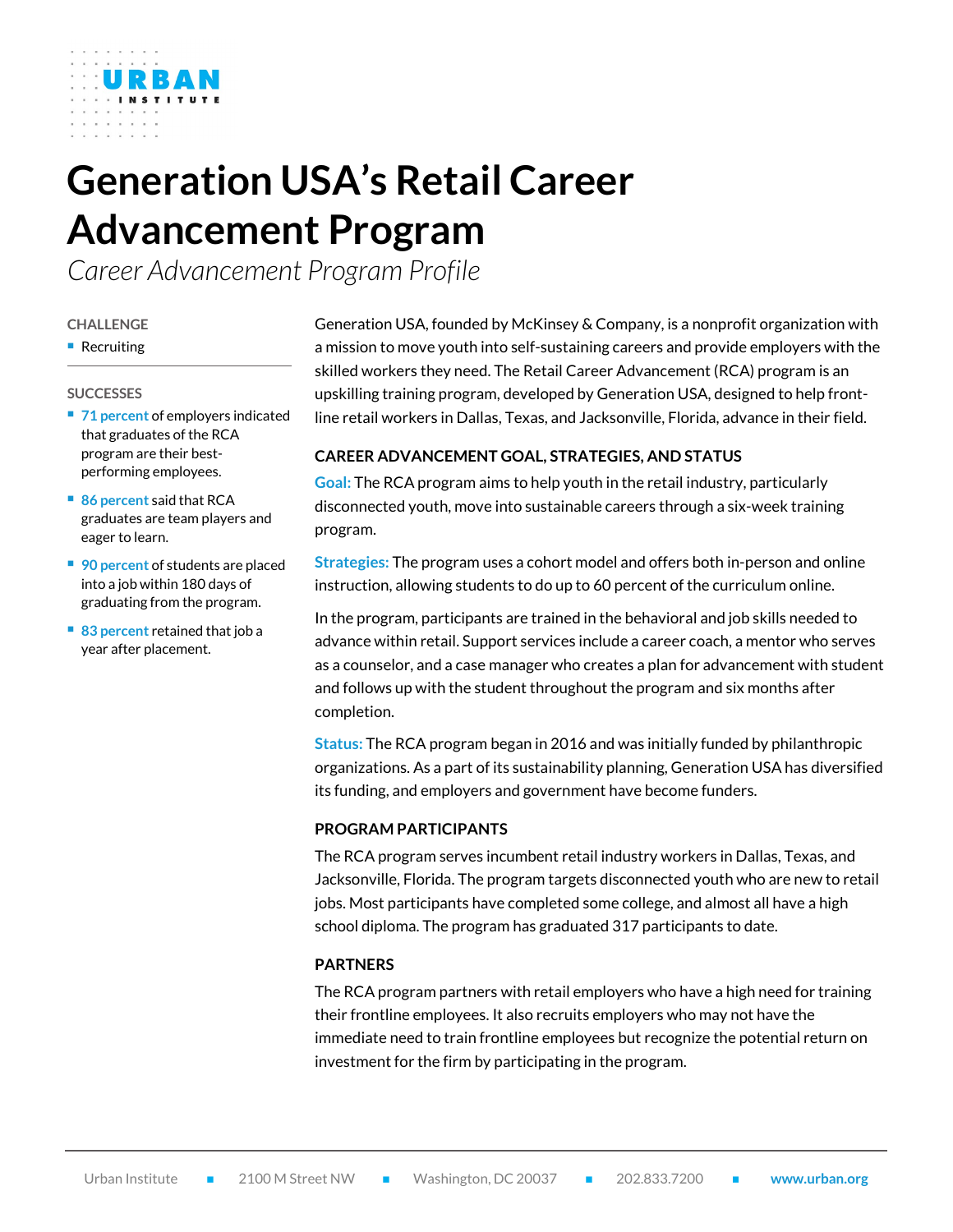# Generation USA's Retail Career Advancement Program

*Career Advancement Program Profile*

**CHALLENGE**

- Recruiting

**SUCCESSES**

- **71 percent** of employers indicated that graduates of the RCA program are their best-performing employees.
- **86 percent** said that RCA graduates are team players and eager to learn.
- **90 percent** of students are placed into a job within 180 days of graduating from the program.
- **83 percent** retained that job a year after placement.

Generation USA, founded by McKinsey & Company, is a nonprofit organization with a mission to move youth into self-sustaining careers and provide employers with the skilled workers they need. The Retail Career Advancement (RCA) program is an upskilling training program, developed by Generation USA, designed to help front-line retail workers in Dallas, Texas, and Jacksonville, Florida, advance in their field.

## CAREER ADVANCEMENT GOAL, STRATEGIES, AND STATUS

**Goal:** The RCA program aims to help youth in the retail industry, particularly disconnected youth, move into sustainable careers through a six-week training program.

**Strategies:** The program uses a cohort model and offers both in-person and online instruction, allowing students to do up to 60 percent of the curriculum online.

In the program, participants are trained in the behavioral and job skills needed to advance within retail. Support services include a career coach, a mentor who serves as a counselor, and a case manager who creates a plan for advancement with student and follows up with the student throughout the program and six months after completion.

**Status:** The RCA program began in 2016 and was initially funded by philanthropic organizations. As a part of its sustainability planning, Generation USA has diversified its funding, and employers and government have become funders.

## PROGRAM PARTICIPANTS

The RCA program serves incumbent retail industry workers in Dallas, Texas, and Jacksonville, Florida. The program targets disconnected youth who are new to retail jobs. Most participants have completed some college, and almost all have a high school diploma. The program has graduated 317 participants to date.

## PARTNERS

The RCA program partners with retail employers who have a high need for training their frontline employees. It also recruits employers who may not have the immediate need to train frontline employees but recognize the potential return on investment for the firm by participating in the program.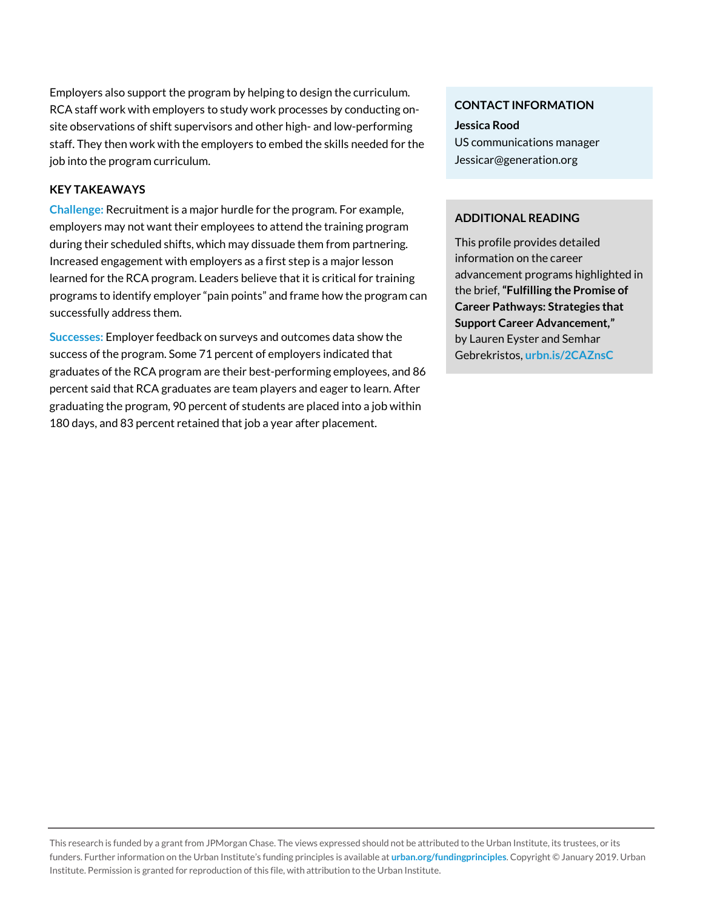Employers also support the program by helping to design the curriculum. RCA staff work with employers to study work processes by conducting on-site observations of shift supervisors and other high- and low-performing staff. They then work with the employers to embed the skills needed for the job into the program curriculum.

### KEY TAKEAWAYS

**Challenge:** Recruitment is a major hurdle for the program. For example, employers may not want their employees to attend the training program during their scheduled shifts, which may dissuade them from partnering. Increased engagement with employers as a first step is a major lesson learned for the RCA program. Leaders believe that it is critical for training programs to identify employer "pain points" and frame how the program can successfully address them.

**Successes:** Employer feedback on surveys and outcomes data show the success of the program. Some 71 percent of employers indicated that graduates of the RCA program are their best-performing employees, and 86 percent said that RCA graduates are team players and eager to learn. After graduating the program, 90 percent of students are placed into a job within 180 days, and 83 percent retained that job a year after placement.

### CONTACT INFORMATION

**Jessica Rood**
US communications manager
Jessicar@generation.org

### ADDITIONAL READING

This profile provides detailed information on the career advancement programs highlighted in the brief, **"Fulfilling the Promise of Career Pathways: Strategies that Support Career Advancement,"** by Lauren Eyster and Semhar Gebrekristos, **urbn.is/2CAZnsC**

This research is funded by a grant from JPMorgan Chase. The views expressed should not be attributed to the Urban Institute, its trustees, or its funders. Further information on the Urban Institute's funding principles is available at **urban.org/fundingprinciples**. Copyright © January 2019. Urban Institute. Permission is granted for reproduction of this file, with attribution to the Urban Institute.